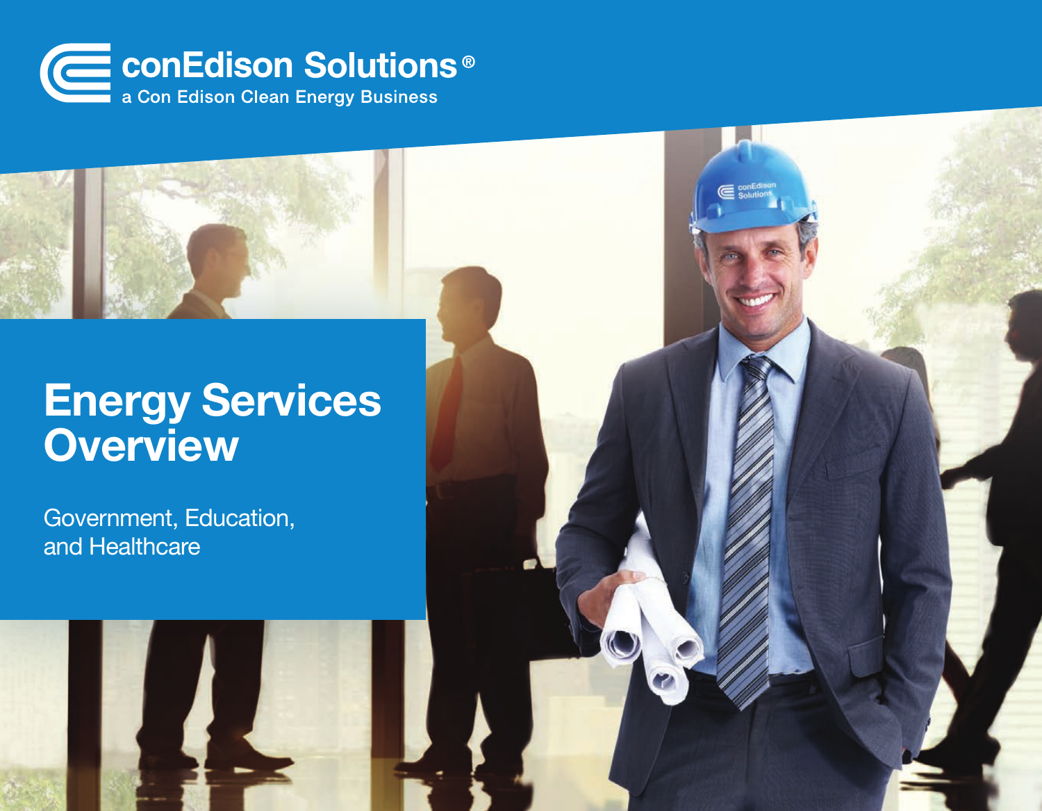conEdison Solutions®

a Con Edison Clean Energy Business

# Energy Services Overview

Government, Education, and Healthcare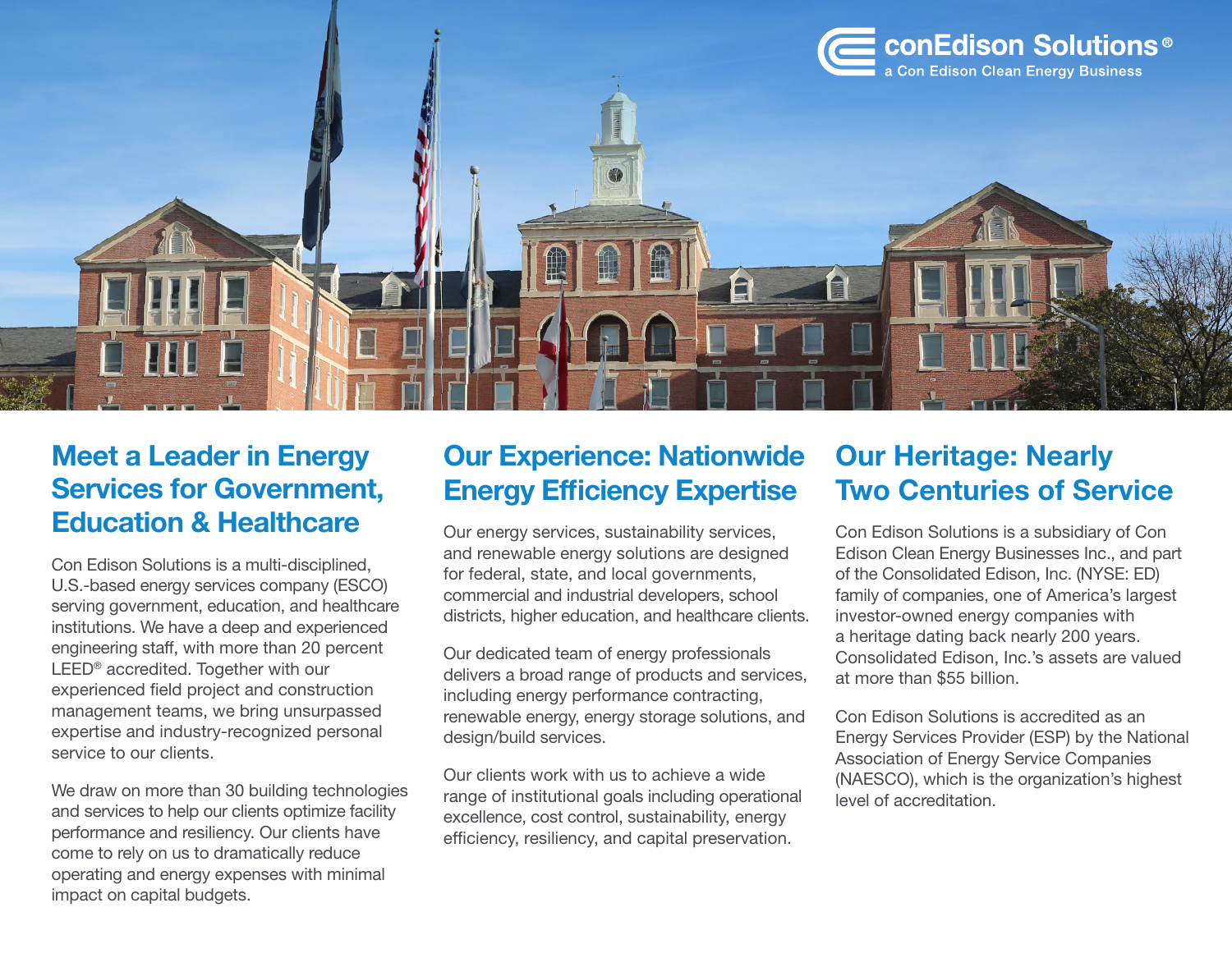# Meet a Leader in Energy Services for Government, Education & Healthcare

Con Edison Solutions is a multi-disciplined, U.S.-based energy services company (ESCO) serving government, education, and healthcare institutions. We have a deep and experienced engineering staff, with more than 20 percent LEED® accredited. Together with our experienced field project and construction management teams, we bring unsurpassed expertise and industry-recognized personal service to our clients.

We draw on more than 30 building technologies and services to help our clients optimize facility performance and resiliency. Our clients have come to rely on us to dramatically reduce operating and energy expenses with minimal impact on capital budgets.

# Our Experience: Nationwide Energy Efficiency Expertise

Our energy services, sustainability services, and renewable energy solutions are designed for federal, state, and local governments, commercial and industrial developers, school districts, higher education, and healthcare clients.

Our dedicated team of energy professionals delivers a broad range of products and services, including energy performance contracting, renewable energy, energy storage solutions, and design/build services.

Our clients work with us to achieve a wide range of institutional goals including operational excellence, cost control, sustainability, energy efficiency, resiliency, and capital preservation.

# Our Heritage: Nearly Two Centuries of Service

Con Edison Solutions is a subsidiary of Con Edison Clean Energy Businesses Inc., and part of the Consolidated Edison, Inc. (NYSE: ED) family of companies, one of America's largest investor-owned energy companies with a heritage dating back nearly 200 years. Consolidated Edison, Inc.'s assets are valued at more than $55 billion.

Con Edison Solutions is accredited as an Energy Services Provider (ESP) by the National Association of Energy Service Companies (NAESCO), which is the organization's highest level of accreditation.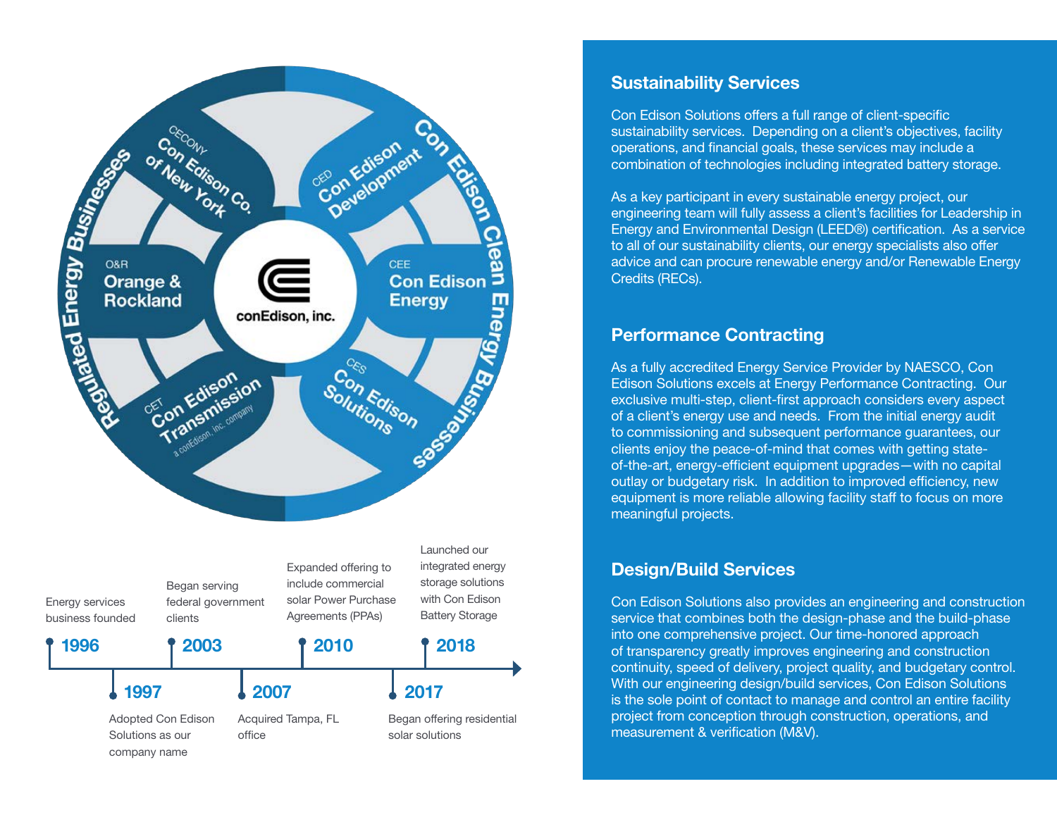Regulated Energy Businesses

CECONY
Con Edison Co. of New York

O&R
Orange & Rockland

CET
Con Edison Transmission
a conEdison, inc. company

conEdison, inc.

Con Edison Clean Energy Businesses

CED
Con Edison Development

CEE
Con Edison Energy

CES
Con Edison Solutions

**1996** Energy services business founded

**1997** Adopted Con Edison Solutions as our company name

**2003** Began serving federal government clients

**2007** Acquired Tampa, FL office

**2010** Expanded offering to include commercial solar Power Purchase Agreements (PPAs)

**2017** Began offering residential solar solutions

**2018** Launched our integrated energy storage solutions with Con Edison Battery Storage

## Sustainability Services

Con Edison Solutions offers a full range of client-specific sustainability services. Depending on a client's objectives, facility operations, and financial goals, these services may include a combination of technologies including integrated battery storage.

As a key participant in every sustainable energy project, our engineering team will fully assess a client's facilities for Leadership in Energy and Environmental Design (LEED®) certification. As a service to all of our sustainability clients, our energy specialists also offer advice and can procure renewable energy and/or Renewable Energy Credits (RECs).

## Performance Contracting

As a fully accredited Energy Service Provider by NAESCO, Con Edison Solutions excels at Energy Performance Contracting. Our exclusive multi-step, client-first approach considers every aspect of a client's energy use and needs. From the initial energy audit to commissioning and subsequent performance guarantees, our clients enjoy the peace-of-mind that comes with getting state-of-the-art, energy-efficient equipment upgrades—with no capital outlay or budgetary risk. In addition to improved efficiency, new equipment is more reliable allowing facility staff to focus on more meaningful projects.

## Design/Build Services

Con Edison Solutions also provides an engineering and construction service that combines both the design-phase and the build-phase into one comprehensive project. Our time-honored approach of transparency greatly improves engineering and construction continuity, speed of delivery, project quality, and budgetary control. With our engineering design/build services, Con Edison Solutions is the sole point of contact to manage and control an entire facility project from conception through construction, operations, and measurement & verification (M&V).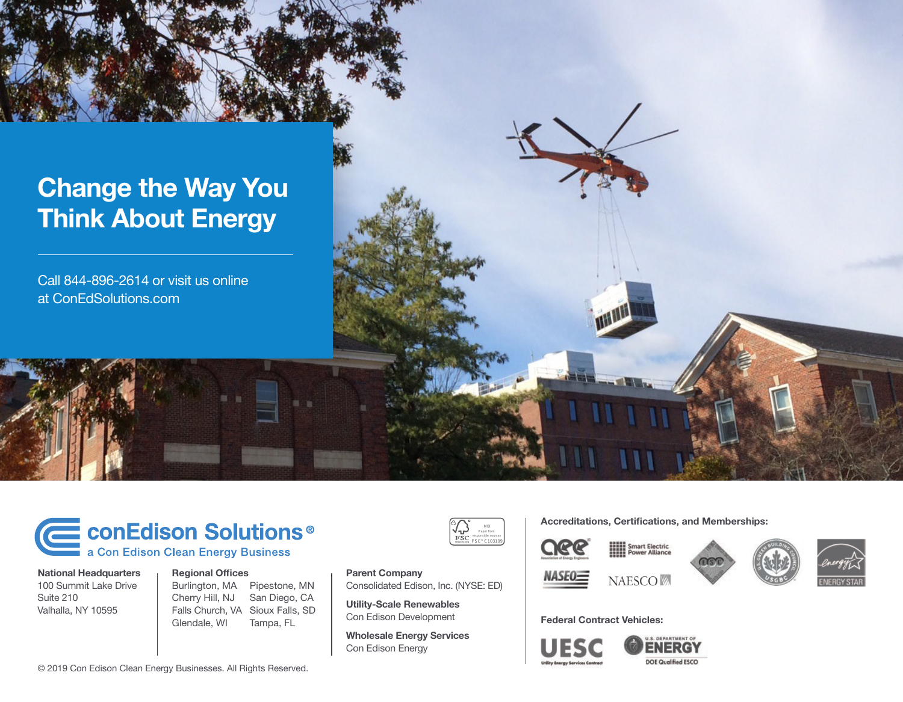# Change the Way You Think About Energy

Call 844-896-2614 or visit us online at ConEdSolutions.com

**conEdison Solutions®**
a Con Edison Clean Energy Business

**National Headquarters**
100 Summit Lake Drive
Suite 210
Valhalla, NY 10595

**Regional Offices**
Burlington, MA
Cherry Hill, NJ
Falls Church, VA
Glendale, WI
Pipestone, MN
San Diego, CA
Sioux Falls, SD
Tampa, FL

**Parent Company**
Consolidated Edison, Inc. (NYSE: ED)

**Utility-Scale Renewables**
Con Edison Development

**Wholesale Energy Services**
Con Edison Energy

**Accreditations, Certifications, and Memberships:**

AEE – Association of Energy Engineers
Smart Electric Power Alliance
NASEO
NAESCO
U.S. Green Building Council – USGBC
ENERGY STAR

**Federal Contract Vehicles:**

UESC – Utility Energy Services Contract
U.S. Department of Energy – DOE Qualified ESCO

MIX – Paper from responsible sources – FSC® C103109

© 2019 Con Edison Clean Energy Businesses. All Rights Reserved.